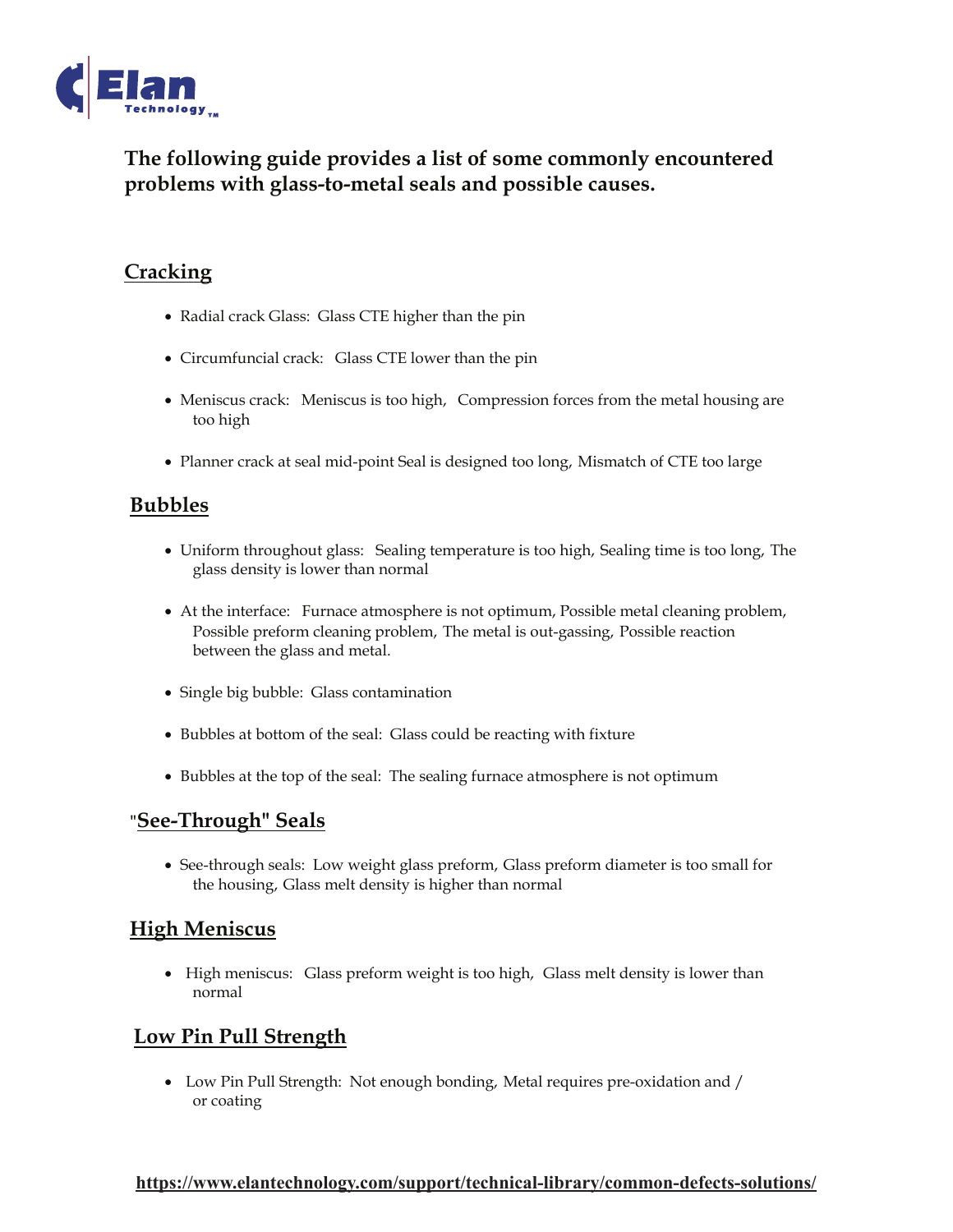Elan Technology™

**The following guide provides a list of some commonly encountered problems with glass-to-metal seals and possible causes.**

## Cracking

- Radial crack Glass:  Glass CTE higher than the pin
- Circumfuncial crack:   Glass CTE lower than the pin
- Meniscus crack:   Meniscus is too high,   Compression forces from the metal housing are too high
- Planner crack at seal mid-point Seal is designed too long, Mismatch of CTE too large

## Bubbles

- Uniform throughout glass:   Sealing temperature is too high, Sealing time is too long, The glass density is lower than normal
- At the interface:   Furnace atmosphere is not optimum, Possible metal cleaning problem, Possible preform cleaning problem, The metal is out-gassing, Possible reaction between the glass and metal.
- Single big bubble:  Glass contamination
- Bubbles at bottom of the seal:  Glass could be reacting with fixture
- Bubbles at the top of the seal:  The sealing furnace atmosphere is not optimum

## "See-Through" Seals

- See-through seals:  Low weight glass preform, Glass preform diameter is too small for the housing, Glass melt density is higher than normal

## High Meniscus

- High meniscus:   Glass preform weight is too high,  Glass melt density is lower than normal

## Low Pin Pull Strength

- Low Pin Pull Strength:  Not enough bonding, Metal requires pre-oxidation and / or coating

https://www.elantechnology.com/support/technical-library/common-defects-solutions/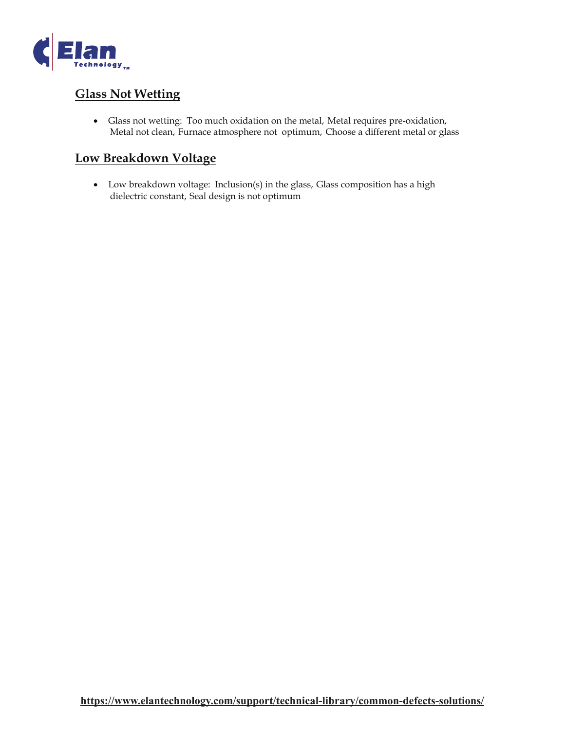## Glass Not Wetting

- Glass not wetting: Too much oxidation on the metal, Metal requires pre-oxidation, Metal not clean, Furnace atmosphere not optimum, Choose a different metal or glass

## Low Breakdown Voltage

- Low breakdown voltage: Inclusion(s) in the glass, Glass composition has a high dielectric constant, Seal design is not optimum